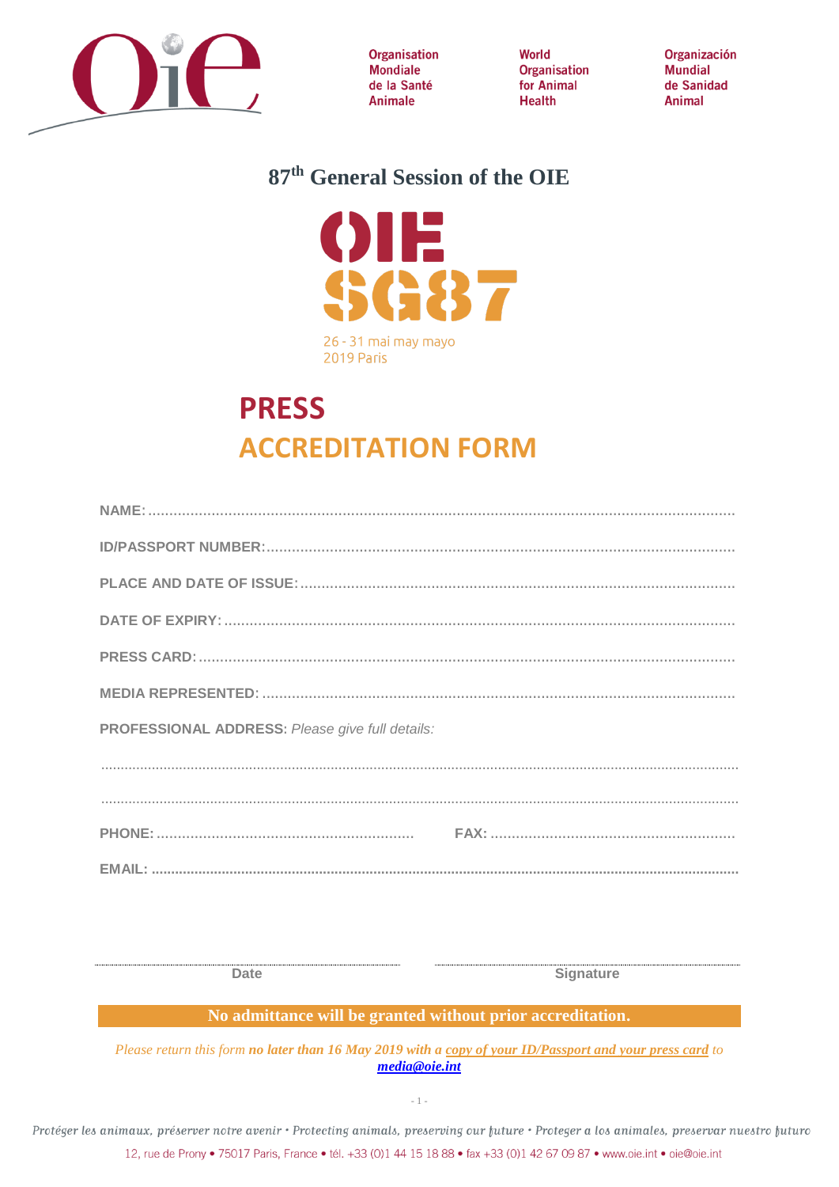Organisation Mondiale de la Santé Animale

World Organisation for Animal Health

Organización Mundial de Sanidad Animal

# 87th General Session of the OIE

OIE SG87

26 - 31 mai may mayo 2019 Paris

# PRESS ACCREDITATION FORM

**NAME:** ..........................................................................................................................................

**ID/PASSPORT NUMBER:** ..........................................................................................................

**PLACE AND DATE OF ISSUE:** ..................................................................................................

**DATE OF EXPIRY:** ....................................................................................................................

**PRESS CARD:** ...........................................................................................................................

**MEDIA REPRESENTED:** ..........................................................................................................

**PROFESSIONAL ADDRESS**: *Please give full details:*

..........................................................................................................................................................

..........................................................................................................................................................

**PHONE:** .............................................................  **FAX:** ........................................................

**EMAIL:** .........................................................................................................................................

.............................................................  .............................................................

Date  Signature

**No admittance will be granted without prior accreditation.**

*Please return this form* ***no later than 16 May 2019 with a copy of your ID/Passport and your press card*** *to* ***media@oie.int***

*Protéger les animaux, préserver notre avenir • Protecting animals, preserving our future • Proteger a los animales, preservar nuestro futuro*

12, rue de Prony • 75017 Paris, France • tél. +33 (0)1 44 15 18 88 • fax +33 (0)1 42 67 09 87 • www.oie.int • oie@oie.int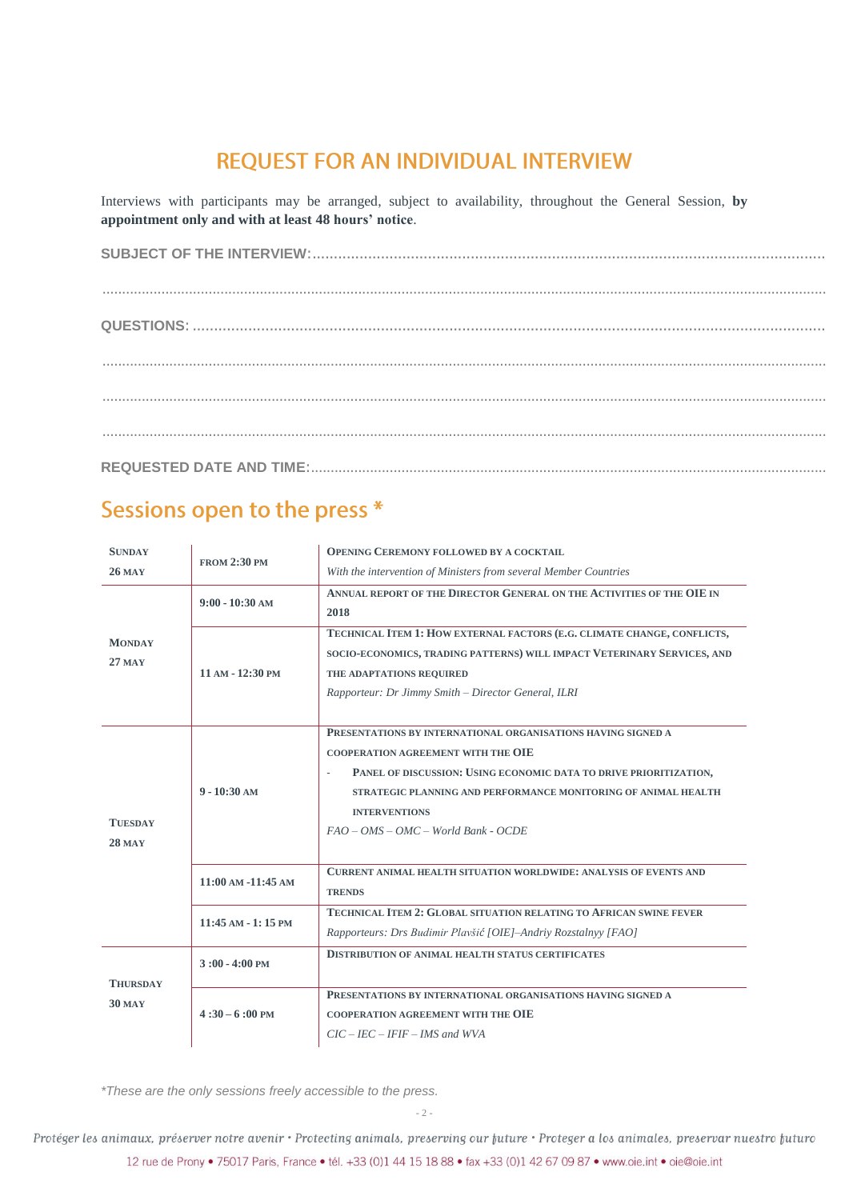## REQUEST FOR AN INDIVIDUAL INTERVIEW

Interviews with participants may be arranged, subject to availability, throughout the General Session, **by appointment only and with at least 48 hours' notice**.

**SUBJECT OF THE INTERVIEW:**........................................................................................................................

.............................................................................................................................................................

**QUESTIONS:** ..........................................................................................................................................

.............................................................................................................................................................

.............................................................................................................................................................

.............................................................................................................................................................

**REQUESTED DATE AND TIME:**.................................................................................................................

## Sessions open to the press *

| Day | Time | Session |
|---|---|---|
| **SUNDAY 26 MAY** | **FROM 2:30 PM** | **OPENING CEREMONY FOLLOWED BY A COCKTAIL**<br>*With the intervention of Ministers from several Member Countries* |
| **MONDAY 27 MAY** | **9:00 - 10:30 AM** | **ANNUAL REPORT OF THE DIRECTOR GENERAL ON THE ACTIVITIES OF THE OIE IN 2018** |
| | **11 AM - 12:30 PM** | **TECHNICAL ITEM 1: HOW EXTERNAL FACTORS (E.G. CLIMATE CHANGE, CONFLICTS, SOCIO-ECONOMICS, TRADING PATTERNS) WILL IMPACT VETERINARY SERVICES, AND THE ADAPTATIONS REQUIRED**<br>*Rapporteur: Dr Jimmy Smith – Director General, ILRI* |
| **TUESDAY 28 MAY** | **9 - 10:30 AM** | **PRESENTATIONS BY INTERNATIONAL ORGANISATIONS HAVING SIGNED A COOPERATION AGREEMENT WITH THE OIE**<br>- **PANEL OF DISCUSSION: USING ECONOMIC DATA TO DRIVE PRIORITIZATION, STRATEGIC PLANNING AND PERFORMANCE MONITORING OF ANIMAL HEALTH INTERVENTIONS**<br>*FAO – OMS – OMC – World Bank - OCDE* |
| | **11:00 AM -11:45 AM** | **CURRENT ANIMAL HEALTH SITUATION WORLDWIDE: ANALYSIS OF EVENTS AND TRENDS** |
| | **11:45 AM - 1: 15 PM** | **TECHNICAL ITEM 2: GLOBAL SITUATION RELATING TO AFRICAN SWINE FEVER**<br>*Rapporteurs: Drs Budimir Plavšić [OIE]–Andriy Rozstalnyy [FAO]* |
| **THURSDAY 30 MAY** | **3 :00 - 4:00 PM** | **DISTRIBUTION OF ANIMAL HEALTH STATUS CERTIFICATES** |
| | **4 :30 – 6 :00 PM** | **PRESENTATIONS BY INTERNATIONAL ORGANISATIONS HAVING SIGNED A COOPERATION AGREEMENT WITH THE OIE**<br>*CIC – IEC – IFIF – IMS and WVA* |

*\*These are the only sessions freely accessible to the press.*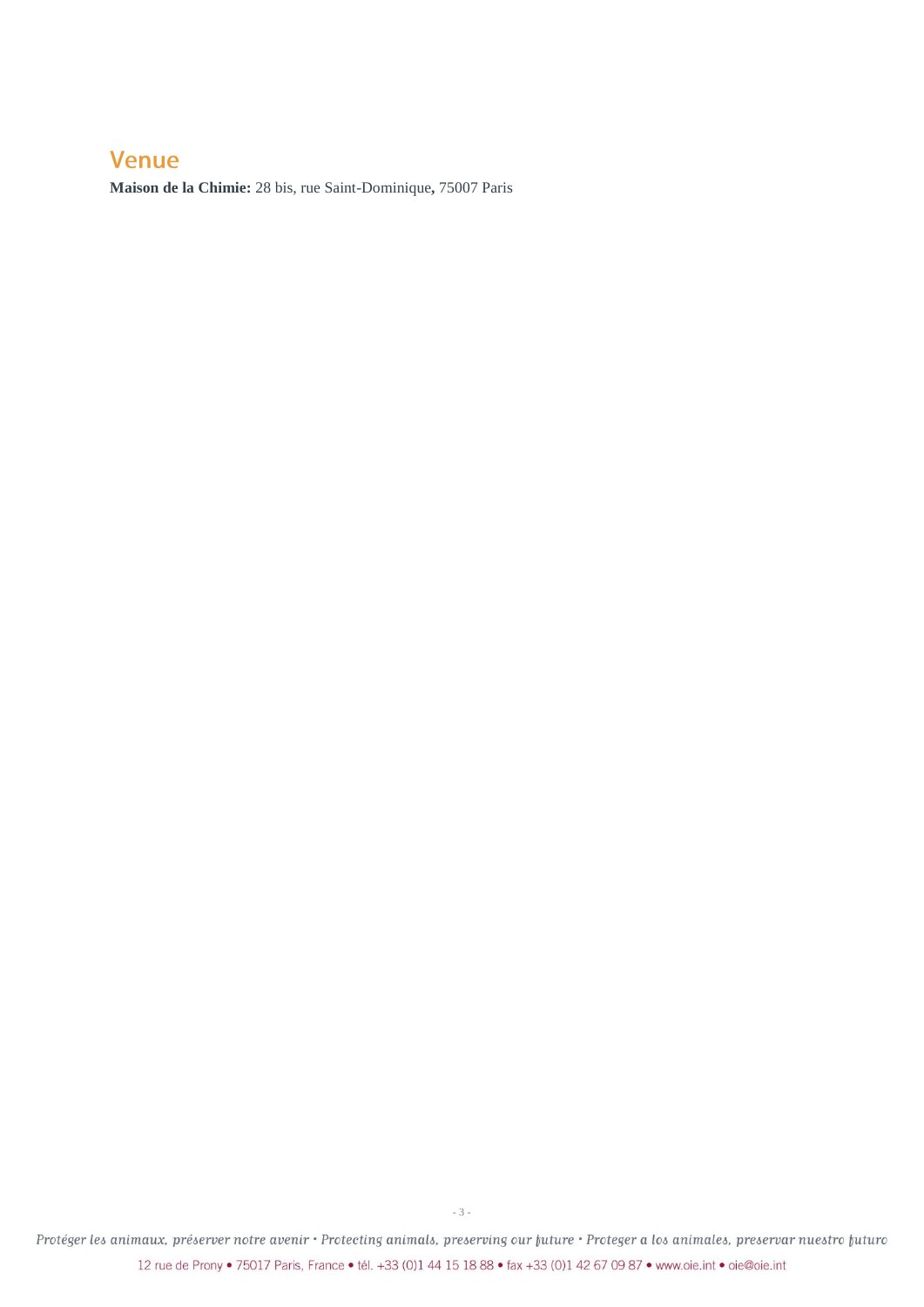## Venue

**Maison de la Chimie:** 28 bis, rue Saint-Dominique**,** 75007 Paris